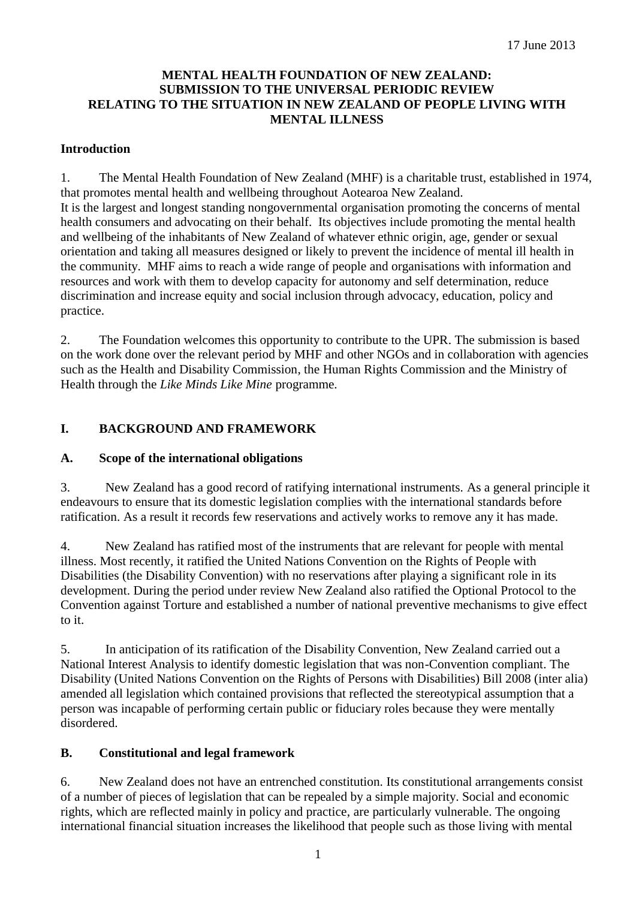17 June 2013

**MENTAL HEALTH FOUNDATION OF NEW ZEALAND: SUBMISSION TO THE UNIVERSAL PERIODIC REVIEW RELATING TO THE SITUATION IN NEW ZEALAND OF PEOPLE LIVING WITH MENTAL ILLNESS**

**Introduction**

1. The Mental Health Foundation of New Zealand (MHF) is a charitable trust, established in 1974, that promotes mental health and wellbeing throughout Aotearoa New Zealand.
It is the largest and longest standing nongovernmental organisation promoting the concerns of mental health consumers and advocating on their behalf. Its objectives include promoting the mental health and wellbeing of the inhabitants of New Zealand of whatever ethnic origin, age, gender or sexual orientation and taking all measures designed or likely to prevent the incidence of mental ill health in the community. MHF aims to reach a wide range of people and organisations with information and resources and work with them to develop capacity for autonomy and self determination, reduce discrimination and increase equity and social inclusion through advocacy, education, policy and practice.

2. The Foundation welcomes this opportunity to contribute to the UPR. The submission is based on the work done over the relevant period by MHF and other NGOs and in collaboration with agencies such as the Health and Disability Commission, the Human Rights Commission and the Ministry of Health through the *Like Minds Like Mine* programme.

## I. BACKGROUND AND FRAMEWORK

### A. Scope of the international obligations

3. New Zealand has a good record of ratifying international instruments. As a general principle it endeavours to ensure that its domestic legislation complies with the international standards before ratification. As a result it records few reservations and actively works to remove any it has made.

4. New Zealand has ratified most of the instruments that are relevant for people with mental illness. Most recently, it ratified the United Nations Convention on the Rights of People with Disabilities (the Disability Convention) with no reservations after playing a significant role in its development. During the period under review New Zealand also ratified the Optional Protocol to the Convention against Torture and established a number of national preventive mechanisms to give effect to it.

5. In anticipation of its ratification of the Disability Convention, New Zealand carried out a National Interest Analysis to identify domestic legislation that was non-Convention compliant. The Disability (United Nations Convention on the Rights of Persons with Disabilities) Bill 2008 (inter alia) amended all legislation which contained provisions that reflected the stereotypical assumption that a person was incapable of performing certain public or fiduciary roles because they were mentally disordered.

### B. Constitutional and legal framework

6. New Zealand does not have an entrenched constitution. Its constitutional arrangements consist of a number of pieces of legislation that can be repealed by a simple majority. Social and economic rights, which are reflected mainly in policy and practice, are particularly vulnerable. The ongoing international financial situation increases the likelihood that people such as those living with mental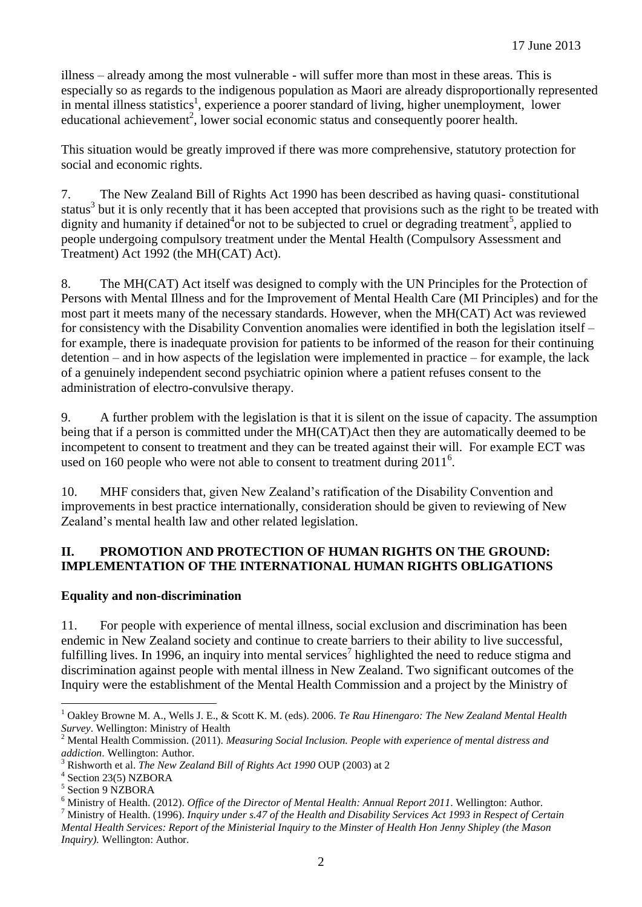illness – already among the most vulnerable - will suffer more than most in these areas. This is especially so as regards to the indigenous population as Maori are already disproportionally represented in mental illness statistics[1], experience a poorer standard of living, higher unemployment, lower educational achievement[2], lower social economic status and consequently poorer health.

This situation would be greatly improved if there was more comprehensive, statutory protection for social and economic rights.

7. The New Zealand Bill of Rights Act 1990 has been described as having quasi- constitutional status[3] but it is only recently that it has been accepted that provisions such as the right to be treated with dignity and humanity if detained[4]or not to be subjected to cruel or degrading treatment[5], applied to people undergoing compulsory treatment under the Mental Health (Compulsory Assessment and Treatment) Act 1992 (the MH(CAT) Act).

8. The MH(CAT) Act itself was designed to comply with the UN Principles for the Protection of Persons with Mental Illness and for the Improvement of Mental Health Care (MI Principles) and for the most part it meets many of the necessary standards. However, when the MH(CAT) Act was reviewed for consistency with the Disability Convention anomalies were identified in both the legislation itself – for example, there is inadequate provision for patients to be informed of the reason for their continuing detention – and in how aspects of the legislation were implemented in practice – for example, the lack of a genuinely independent second psychiatric opinion where a patient refuses consent to the administration of electro-convulsive therapy.

9. A further problem with the legislation is that it is silent on the issue of capacity. The assumption being that if a person is committed under the MH(CAT)Act then they are automatically deemed to be incompetent to consent to treatment and they can be treated against their will. For example ECT was used on 160 people who were not able to consent to treatment during 2011[6].

10. MHF considers that, given New Zealand's ratification of the Disability Convention and improvements in best practice internationally, consideration should be given to reviewing of New Zealand's mental health law and other related legislation.

## II. PROMOTION AND PROTECTION OF HUMAN RIGHTS ON THE GROUND: IMPLEMENTATION OF THE INTERNATIONAL HUMAN RIGHTS OBLIGATIONS

### Equality and non-discrimination

11. For people with experience of mental illness, social exclusion and discrimination has been endemic in New Zealand society and continue to create barriers to their ability to live successful, fulfilling lives. In 1996, an inquiry into mental services[7] highlighted the need to reduce stigma and discrimination against people with mental illness in New Zealand. Two significant outcomes of the Inquiry were the establishment of the Mental Health Commission and a project by the Ministry of

---

[1] Oakley Browne M. A., Wells J. E., & Scott K. M. (eds). 2006. *Te Rau Hinengaro: The New Zealand Mental Health Survey*. Wellington: Ministry of Health

[2] Mental Health Commission. (2011). *Measuring Social Inclusion. People with experience of mental distress and addiction*. Wellington: Author.

[3] Rishworth et al. *The New Zealand Bill of Rights Act 1990* OUP (2003) at 2

[4] Section 23(5) NZBORA

[5] Section 9 NZBORA

[6] Ministry of Health. (2012). *Office of the Director of Mental Health: Annual Report 2011*. Wellington: Author.

[7] Ministry of Health. (1996). *Inquiry under s.47 of the Health and Disability Services Act 1993 in Respect of Certain Mental Health Services: Report of the Ministerial Inquiry to the Minster of Health Hon Jenny Shipley (the Mason Inquiry).* Wellington: Author.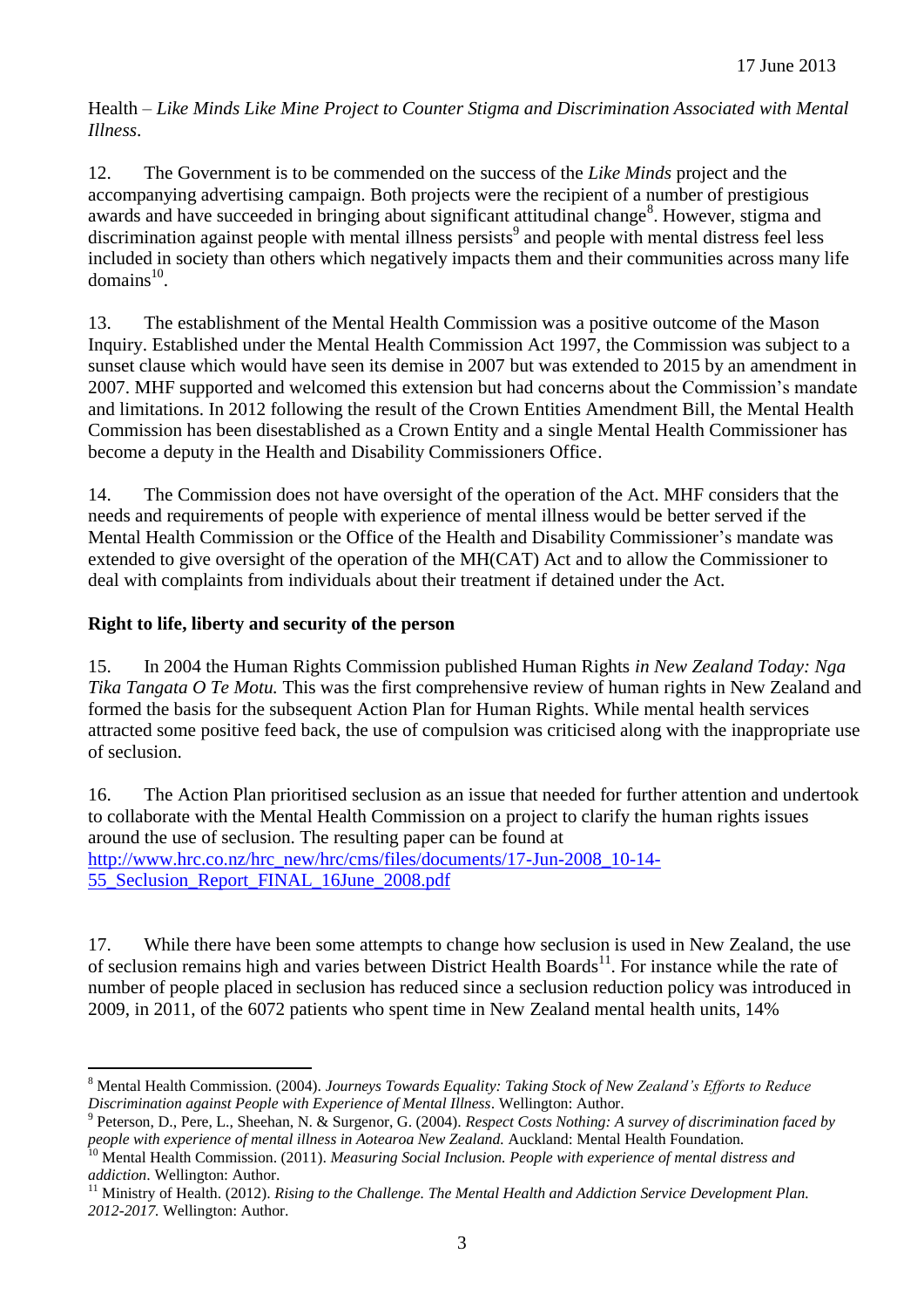Health – *Like Minds Like Mine Project to Counter Stigma and Discrimination Associated with Mental Illness*.

12. The Government is to be commended on the success of the *Like Minds* project and the accompanying advertising campaign. Both projects were the recipient of a number of prestigious awards and have succeeded in bringing about significant attitudinal change[8]. However, stigma and discrimination against people with mental illness persists[9] and people with mental distress feel less included in society than others which negatively impacts them and their communities across many life domains[10].

13. The establishment of the Mental Health Commission was a positive outcome of the Mason Inquiry. Established under the Mental Health Commission Act 1997, the Commission was subject to a sunset clause which would have seen its demise in 2007 but was extended to 2015 by an amendment in 2007. MHF supported and welcomed this extension but had concerns about the Commission's mandate and limitations. In 2012 following the result of the Crown Entities Amendment Bill, the Mental Health Commission has been disestablished as a Crown Entity and a single Mental Health Commissioner has become a deputy in the Health and Disability Commissioners Office.

14. The Commission does not have oversight of the operation of the Act. MHF considers that the needs and requirements of people with experience of mental illness would be better served if the Mental Health Commission or the Office of the Health and Disability Commissioner's mandate was extended to give oversight of the operation of the MH(CAT) Act and to allow the Commissioner to deal with complaints from individuals about their treatment if detained under the Act.

**Right to life, liberty and security of the person**

15. In 2004 the Human Rights Commission published Human Rights *in New Zealand Today: Nga Tika Tangata O Te Motu.* This was the first comprehensive review of human rights in New Zealand and formed the basis for the subsequent Action Plan for Human Rights. While mental health services attracted some positive feed back, the use of compulsion was criticised along with the inappropriate use of seclusion.

16. The Action Plan prioritised seclusion as an issue that needed for further attention and undertook to collaborate with the Mental Health Commission on a project to clarify the human rights issues around the use of seclusion. The resulting paper can be found at http://www.hrc.co.nz/hrc_new/hrc/cms/files/documents/17-Jun-2008_10-14-55_Seclusion_Report_FINAL_16June_2008.pdf

17. While there have been some attempts to change how seclusion is used in New Zealand, the use of seclusion remains high and varies between District Health Boards[11]. For instance while the rate of number of people placed in seclusion has reduced since a seclusion reduction policy was introduced in 2009, in 2011, of the 6072 patients who spent time in New Zealand mental health units, 14%

---

[8] Mental Health Commission. (2004). *Journeys Towards Equality: Taking Stock of New Zealand's Efforts to Reduce Discrimination against People with Experience of Mental Illness*. Wellington: Author.

[9] Peterson, D., Pere, L., Sheehan, N. & Surgenor, G. (2004). *Respect Costs Nothing: A survey of discrimination faced by people with experience of mental illness in Aotearoa New Zealand.* Auckland: Mental Health Foundation.

[10] Mental Health Commission. (2011). *Measuring Social Inclusion. People with experience of mental distress and addiction*. Wellington: Author.

[11] Ministry of Health. (2012). *Rising to the Challenge. The Mental Health and Addiction Service Development Plan. 2012-2017.* Wellington: Author.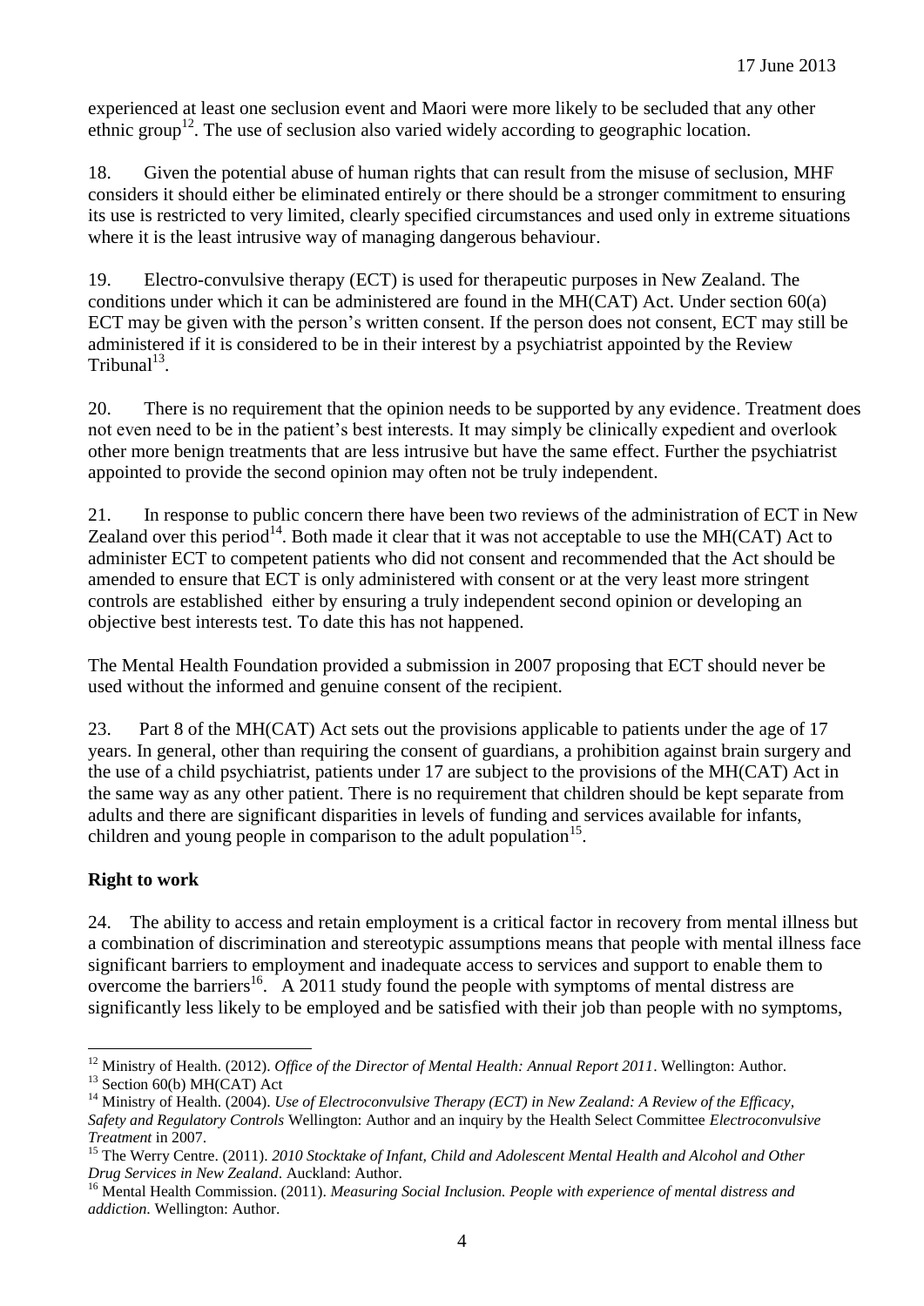experienced at least one seclusion event and Maori were more likely to be secluded that any other ethnic group[12]. The use of seclusion also varied widely according to geographic location.

18. Given the potential abuse of human rights that can result from the misuse of seclusion, MHF considers it should either be eliminated entirely or there should be a stronger commitment to ensuring its use is restricted to very limited, clearly specified circumstances and used only in extreme situations where it is the least intrusive way of managing dangerous behaviour.

19. Electro-convulsive therapy (ECT) is used for therapeutic purposes in New Zealand. The conditions under which it can be administered are found in the MH(CAT) Act. Under section 60(a) ECT may be given with the person's written consent. If the person does not consent, ECT may still be administered if it is considered to be in their interest by a psychiatrist appointed by the Review Tribunal[13].

20. There is no requirement that the opinion needs to be supported by any evidence. Treatment does not even need to be in the patient's best interests. It may simply be clinically expedient and overlook other more benign treatments that are less intrusive but have the same effect. Further the psychiatrist appointed to provide the second opinion may often not be truly independent.

21. In response to public concern there have been two reviews of the administration of ECT in New Zealand over this period[14]. Both made it clear that it was not acceptable to use the MH(CAT) Act to administer ECT to competent patients who did not consent and recommended that the Act should be amended to ensure that ECT is only administered with consent or at the very least more stringent controls are established either by ensuring a truly independent second opinion or developing an objective best interests test. To date this has not happened.

The Mental Health Foundation provided a submission in 2007 proposing that ECT should never be used without the informed and genuine consent of the recipient.

23. Part 8 of the MH(CAT) Act sets out the provisions applicable to patients under the age of 17 years. In general, other than requiring the consent of guardians, a prohibition against brain surgery and the use of a child psychiatrist, patients under 17 are subject to the provisions of the MH(CAT) Act in the same way as any other patient. There is no requirement that children should be kept separate from adults and there are significant disparities in levels of funding and services available for infants, children and young people in comparison to the adult population[15].

**Right to work**

24. The ability to access and retain employment is a critical factor in recovery from mental illness but a combination of discrimination and stereotypic assumptions means that people with mental illness face significant barriers to employment and inadequate access to services and support to enable them to overcome the barriers[16]. A 2011 study found the people with symptoms of mental distress are significantly less likely to be employed and be satisfied with their job than people with no symptoms,

---

[12] Ministry of Health. (2012). *Office of the Director of Mental Health: Annual Report 2011*. Wellington: Author.

[13] Section 60(b) MH(CAT) Act

[14] Ministry of Health. (2004). *Use of Electroconvulsive Therapy (ECT) in New Zealand: A Review of the Efficacy, Safety and Regulatory Controls* Wellington: Author and an inquiry by the Health Select Committee *Electroconvulsive Treatment* in 2007.

[15] The Werry Centre. (2011). *2010 Stocktake of Infant, Child and Adolescent Mental Health and Alcohol and Other Drug Services in New Zealand*. Auckland: Author.

[16] Mental Health Commission. (2011). *Measuring Social Inclusion. People with experience of mental distress and addiction*. Wellington: Author.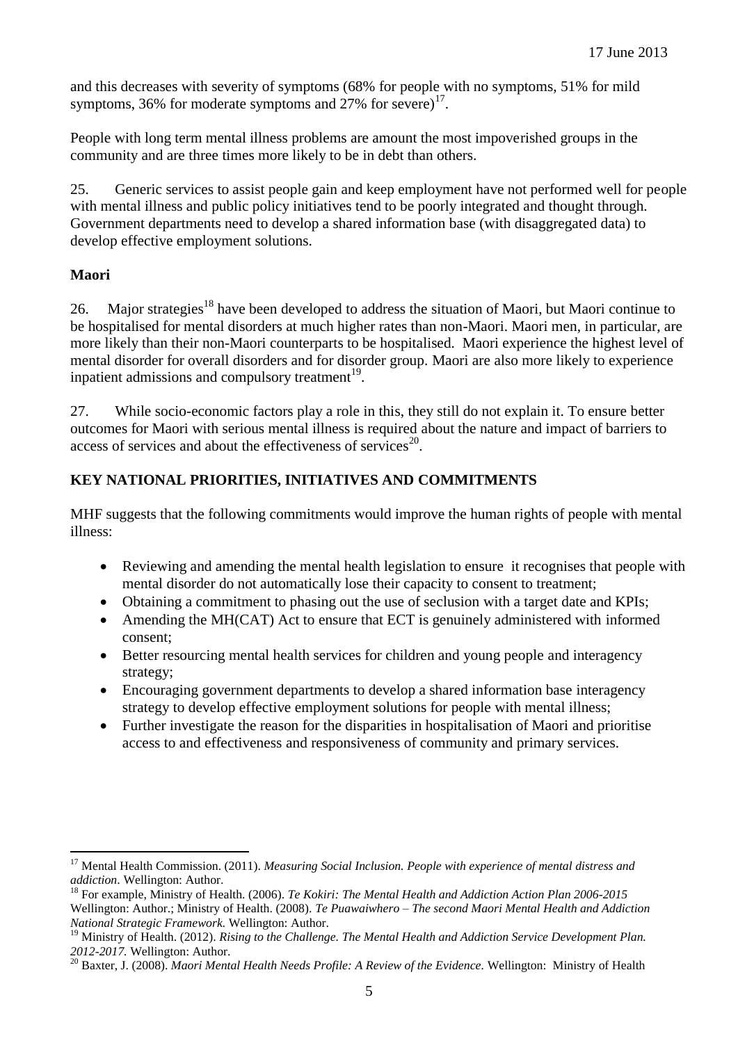and this decreases with severity of symptoms (68% for people with no symptoms, 51% for mild symptoms, 36% for moderate symptoms and 27% for severe)[17].

People with long term mental illness problems are amount the most impoverished groups in the community and are three times more likely to be in debt than others.

25. Generic services to assist people gain and keep employment have not performed well for people with mental illness and public policy initiatives tend to be poorly integrated and thought through. Government departments need to develop a shared information base (with disaggregated data) to develop effective employment solutions.

**Maori**

26. Major strategies[18] have been developed to address the situation of Maori, but Maori continue to be hospitalised for mental disorders at much higher rates than non-Maori. Maori men, in particular, are more likely than their non-Maori counterparts to be hospitalised. Maori experience the highest level of mental disorder for overall disorders and for disorder group. Maori are also more likely to experience inpatient admissions and compulsory treatment[19].

27. While socio-economic factors play a role in this, they still do not explain it. To ensure better outcomes for Maori with serious mental illness is required about the nature and impact of barriers to access of services and about the effectiveness of services[20].

**KEY NATIONAL PRIORITIES, INITIATIVES AND COMMITMENTS**

MHF suggests that the following commitments would improve the human rights of people with mental illness:

- Reviewing and amending the mental health legislation to ensure it recognises that people with mental disorder do not automatically lose their capacity to consent to treatment;
- Obtaining a commitment to phasing out the use of seclusion with a target date and KPIs;
- Amending the MH(CAT) Act to ensure that ECT is genuinely administered with informed consent;
- Better resourcing mental health services for children and young people and interagency strategy;
- Encouraging government departments to develop a shared information base interagency strategy to develop effective employment solutions for people with mental illness;
- Further investigate the reason for the disparities in hospitalisation of Maori and prioritise access to and effectiveness and responsiveness of community and primary services.

---

[17] Mental Health Commission. (2011). *Measuring Social Inclusion. People with experience of mental distress and addiction*. Wellington: Author.

[18] For example, Ministry of Health. (2006). *Te Kokiri: The Mental Health and Addiction Action Plan 2006-2015* Wellington: Author.; Ministry of Health. (2008). *Te Puawaiwhero – The second Maori Mental Health and Addiction National Strategic Framework.* Wellington: Author.

[19] Ministry of Health. (2012). *Rising to the Challenge. The Mental Health and Addiction Service Development Plan. 2012-2017.* Wellington: Author.

[20] Baxter, J. (2008). *Maori Mental Health Needs Profile: A Review of the Evidence*. Wellington: Ministry of Health